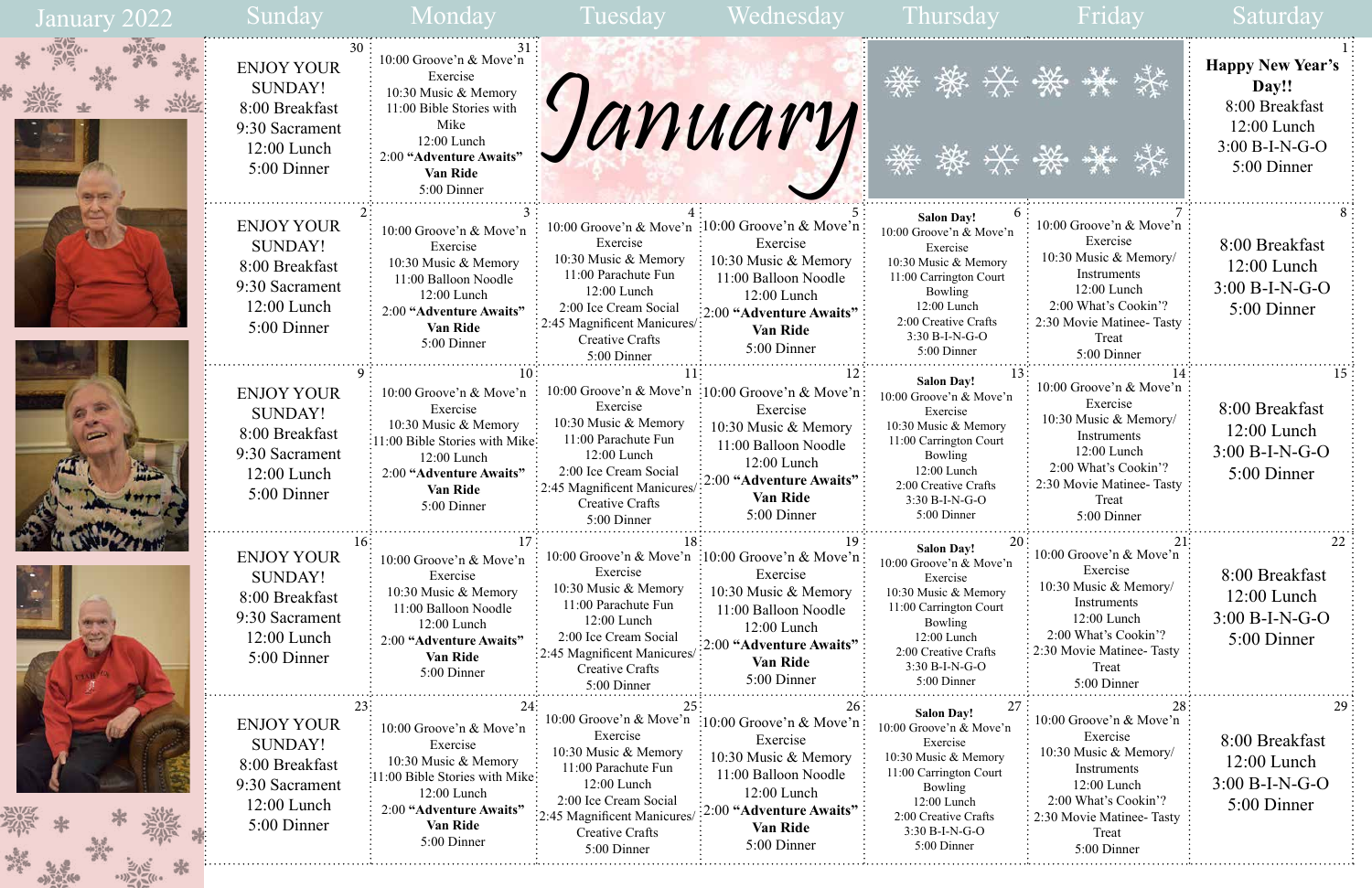# January 2022

| Sunday | Monday | Tuesday | Wednesday | Thursday | Friday | Saturday |
|---|---|---|---|---|---|---|
| **30** ENJOY YOUR SUNDAY! 8:00 Breakfast 9:30 Sacrament 12:00 Lunch 5:00 Dinner | **31** 10:00 Groove'n & Move'n Exercise 10:30 Music & Memory 11:00 Bible Stories with Mike 12:00 Lunch 2:00 **"Adventure Awaits" Van Ride** 5:00 Dinner | January | | | | **1** **Happy New Year's Day!!** 8:00 Breakfast 12:00 Lunch 3:00 B-I-N-G-O 5:00 Dinner |
| **2** ENJOY YOUR SUNDAY! 8:00 Breakfast 9:30 Sacrament 12:00 Lunch 5:00 Dinner | **3** 10:00 Groove'n & Move'n Exercise 10:30 Music & Memory 11:00 Balloon Noodle 12:00 Lunch 2:00 **"Adventure Awaits" Van Ride** 5:00 Dinner | **4** 10:00 Groove'n & Move'n Exercise 10:30 Music & Memory 11:00 Parachute Fun 12:00 Lunch 2:00 Ice Cream Social 2:45 Magnificent Manicures/ Creative Crafts 5:00 Dinner | **5** 10:00 Groove'n & Move'n Exercise 10:30 Music & Memory 11:00 Balloon Noodle 12:00 Lunch 2:00 **"Adventure Awaits" Van Ride** 5:00 Dinner | **6** **Salon Day!** 10:00 Groove'n & Move'n Exercise 10:30 Music & Memory 11:00 Carrington Court Bowling 12:00 Lunch 2:00 Creative Crafts 3:30 B-I-N-G-O 5:00 Dinner | **7** 10:00 Groove'n & Move'n Exercise 10:30 Music & Memory/ Instruments 12:00 Lunch 2:00 What's Cookin'? 2:30 Movie Matinee- Tasty Treat 5:00 Dinner | **8** 8:00 Breakfast 12:00 Lunch 3:00 B-I-N-G-O 5:00 Dinner |
| **9** ENJOY YOUR SUNDAY! 8:00 Breakfast 9:30 Sacrament 12:00 Lunch 5:00 Dinner | **10** 10:00 Groove'n & Move'n Exercise 10:30 Music & Memory 11:00 Bible Stories with Mike 12:00 Lunch 2:00 **"Adventure Awaits" Van Ride** 5:00 Dinner | **11** 10:00 Groove'n & Move'n Exercise 10:30 Music & Memory 11:00 Parachute Fun 12:00 Lunch 2:00 Ice Cream Social 2:45 Magnificent Manicures/ Creative Crafts 5:00 Dinner | **12** 10:00 Groove'n & Move'n Exercise 10:30 Music & Memory 11:00 Balloon Noodle 12:00 Lunch 2:00 **"Adventure Awaits" Van Ride** 5:00 Dinner | **13** **Salon Day!** 10:00 Groove'n & Move'n Exercise 10:30 Music & Memory 11:00 Carrington Court Bowling 12:00 Lunch 2:00 Creative Crafts 3:30 B-I-N-G-O 5:00 Dinner | **14** 10:00 Groove'n & Move'n Exercise 10:30 Music & Memory/ Instruments 12:00 Lunch 2:00 What's Cookin'? 2:30 Movie Matinee- Tasty Treat 5:00 Dinner | **15** 8:00 Breakfast 12:00 Lunch 3:00 B-I-N-G-O 5:00 Dinner |
| **16** ENJOY YOUR SUNDAY! 8:00 Breakfast 9:30 Sacrament 12:00 Lunch 5:00 Dinner | **17** 10:00 Groove'n & Move'n Exercise 10:30 Music & Memory 11:00 Balloon Noodle 12:00 Lunch 2:00 **"Adventure Awaits" Van Ride** 5:00 Dinner | **18** 10:00 Groove'n & Move'n Exercise 10:30 Music & Memory 11:00 Parachute Fun 12:00 Lunch 2:00 Ice Cream Social 2:45 Magnificent Manicures/ Creative Crafts 5:00 Dinner | **19** 10:00 Groove'n & Move'n Exercise 10:30 Music & Memory 11:00 Balloon Noodle 12:00 Lunch 2:00 **"Adventure Awaits" Van Ride** 5:00 Dinner | **20** **Salon Day!** 10:00 Groove'n & Move'n Exercise 10:30 Music & Memory 11:00 Carrington Court Bowling 12:00 Lunch 2:00 Creative Crafts 3:30 B-I-N-G-O 5:00 Dinner | **21** 10:00 Groove'n & Move'n Exercise 10:30 Music & Memory/ Instruments 12:00 Lunch 2:00 What's Cookin'? 2:30 Movie Matinee- Tasty Treat 5:00 Dinner | **22** 8:00 Breakfast 12:00 Lunch 3:00 B-I-N-G-O 5:00 Dinner |
| **23** ENJOY YOUR SUNDAY! 8:00 Breakfast 9:30 Sacrament 12:00 Lunch 5:00 Dinner | **24** 10:00 Groove'n & Move'n Exercise 10:30 Music & Memory 11:00 Bible Stories with Mike 12:00 Lunch 2:00 **"Adventure Awaits" Van Ride** 5:00 Dinner | **25** 10:00 Groove'n & Move'n Exercise 10:30 Music & Memory 11:00 Parachute Fun 12:00 Lunch 2:00 Ice Cream Social 2:45 Magnificent Manicures/ Creative Crafts 5:00 Dinner | **26** 10:00 Groove'n & Move'n Exercise 10:30 Music & Memory 11:00 Balloon Noodle 12:00 Lunch 2:00 **"Adventure Awaits" Van Ride** 5:00 Dinner | **27** **Salon Day!** 10:00 Groove'n & Move'n Exercise 10:30 Music & Memory 11:00 Carrington Court Bowling 12:00 Lunch 2:00 Creative Crafts 3:30 B-I-N-G-O 5:00 Dinner | **28** 10:00 Groove'n & Move'n Exercise 10:30 Music & Memory/ Instruments 12:00 Lunch 2:00 What's Cookin'? 2:30 Movie Matinee- Tasty Treat 5:00 Dinner | **29** 8:00 Breakfast 12:00 Lunch 3:00 B-I-N-G-O 5:00 Dinner |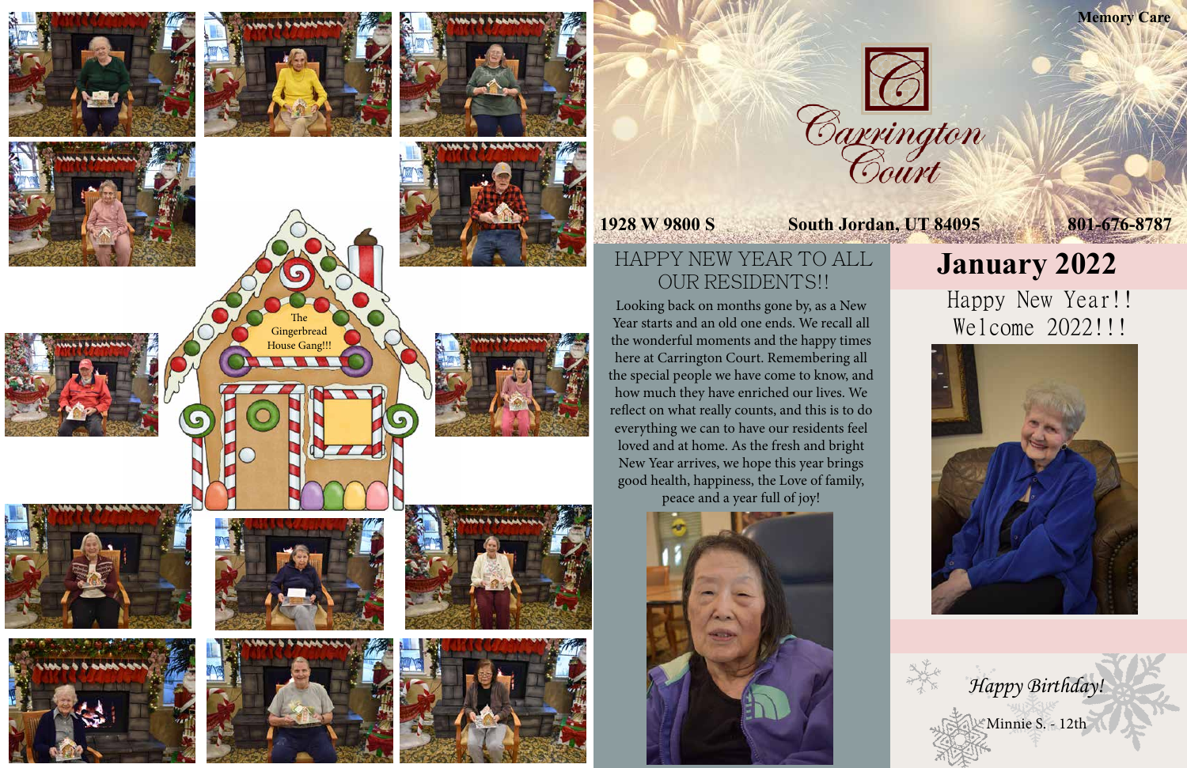The Gingerbread House Gang!!!

Memory Care

Carrington Court

1928 W 9800 S South Jordan, UT 84095 801-676-8787

# January 2022

Happy New Year!!
Welcome 2022!!!

## HAPPY NEW YEAR TO ALL OUR RESIDENTS!!

Looking back on months gone by, as a New Year starts and an old one ends. We recall all the wonderful moments and the happy times here at Carrington Court. Remembering all the special people we have come to know, and how much they have enriched our lives. We reflect on what really counts, and this is to do everything we can to have our residents feel loved and at home. As the fresh and bright New Year arrives, we hope this year brings good health, happiness, the Love of family, peace and a year full of joy!

*Happy Birthday!*

Minnie S. - 12th